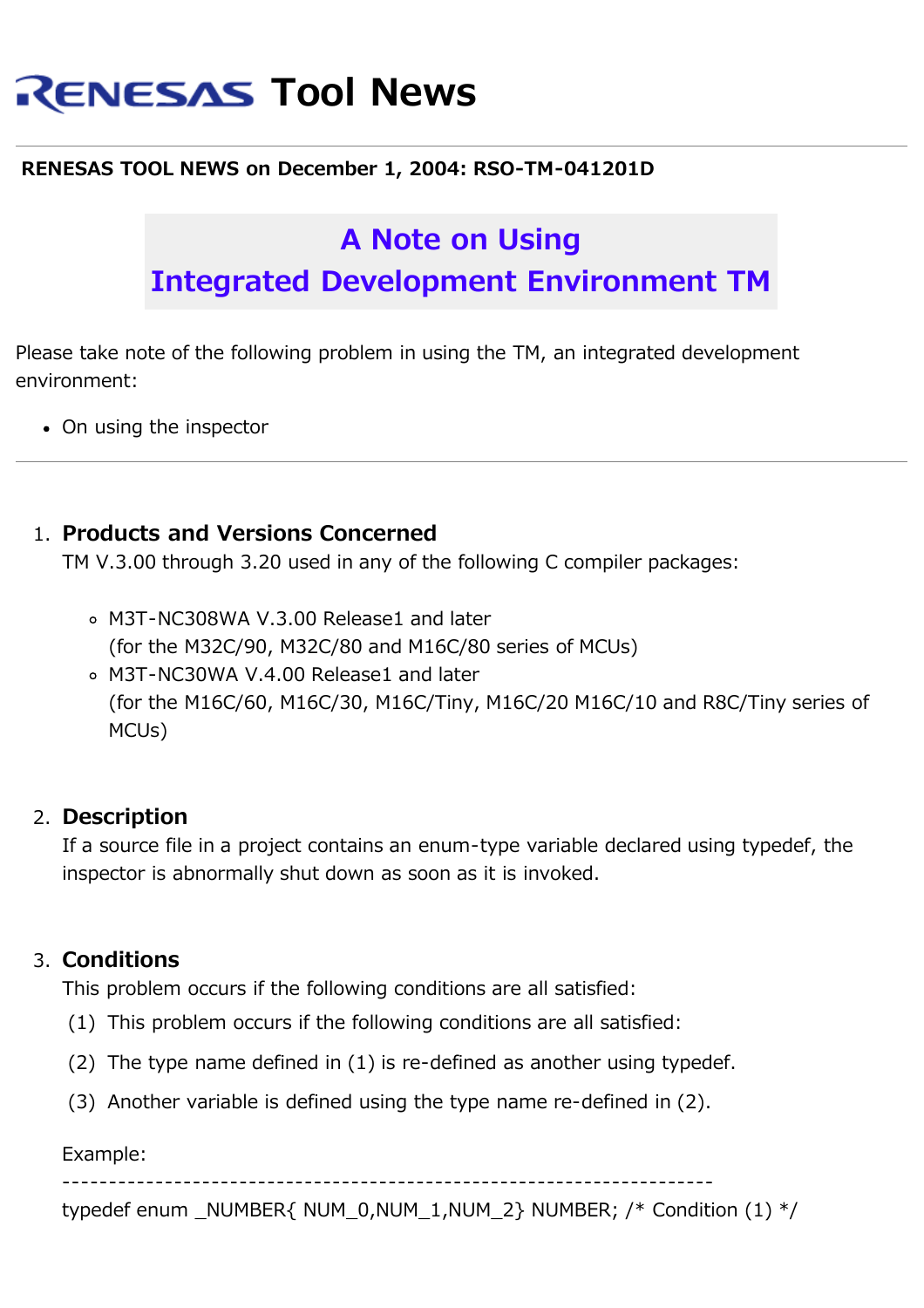# RENESAS Tool News

**RENESAS TOOL NEWS on December 1, 2004: RSO-TM-041201D**

## A Note on Using Integrated Development Environment TM

Please take note of the following problem in using the TM, an integrated development environment:

- On using the inspector

---

1. **Products and Versions Concerned**
   TM V.3.00 through 3.20 used in any of the following C compiler packages:

   - M3T-NC308WA V.3.00 Release1 and later
     (for the M32C/90, M32C/80 and M16C/80 series of MCUs)
   - M3T-NC30WA V.4.00 Release1 and later
     (for the M16C/60, M16C/30, M16C/Tiny, M16C/20 M16C/10 and R8C/Tiny series of MCUs)

2. **Description**
   If a source file in a project contains an enum-type variable declared using typedef, the inspector is abnormally shut down as soon as it is invoked.

3. **Conditions**
   This problem occurs if the following conditions are all satisfied:

   (1) This problem occurs if the following conditions are all satisfied:

   (2) The type name defined in (1) is re-defined as another using typedef.

   (3) Another variable is defined using the type name re-defined in (2).

   Example:

```
----------------------------------------------------------------------
typedef enum _NUMBER{ NUM_0,NUM_1,NUM_2} NUMBER; /* Condition (1) */
```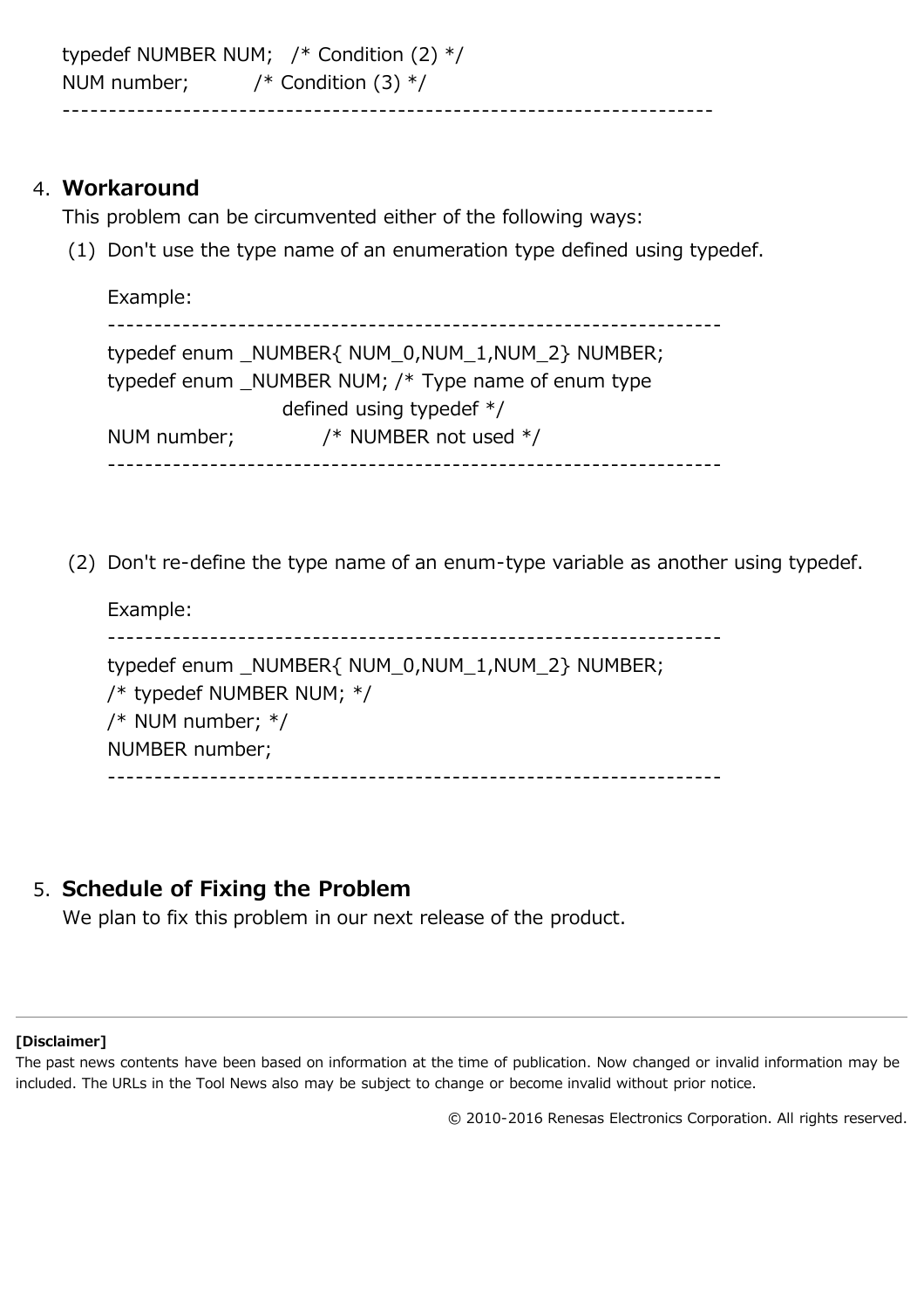```
typedef NUMBER NUM;   /* Condition (2) */
NUM number;           /* Condition (3) */
--------------------------------------------------------------------
```

## 4. Workaround

This problem can be circumvented either of the following ways:

(1) Don't use the type name of an enumeration type defined using typedef.

Example:

```
----------------------------------------------------------------
typedef enum _NUMBER{ NUM_0,NUM_1,NUM_2} NUMBER;
typedef enum _NUMBER NUM; /* Type name of enum type
                    defined using typedef */
NUM number;             /* NUMBER not used */
----------------------------------------------------------------
```

(2) Don't re-define the type name of an enum-type variable as another using typedef.

Example:

```
----------------------------------------------------------------
typedef enum _NUMBER{ NUM_0,NUM_1,NUM_2} NUMBER;
/* typedef NUMBER NUM; */
/* NUM number; */
NUMBER number;
----------------------------------------------------------------
```

## 5. Schedule of Fixing the Problem

We plan to fix this problem in our next release of the product.

---

**[Disclaimer]**
The past news contents have been based on information at the time of publication. Now changed or invalid information may be included. The URLs in the Tool News also may be subject to change or become invalid without prior notice.

© 2010-2016 Renesas Electronics Corporation. All rights reserved.